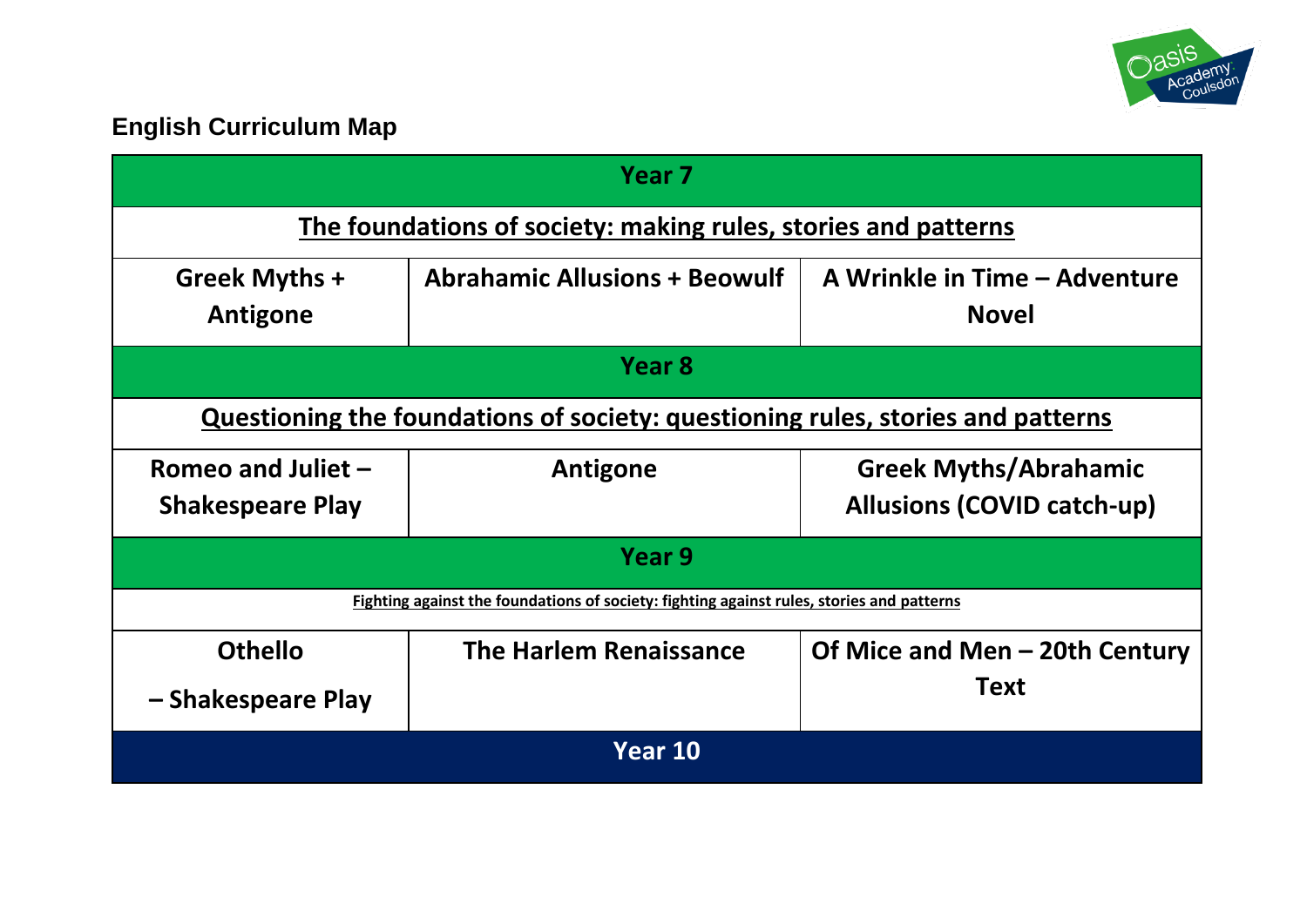## English Curriculum Map

| Year 7 | | |
|---|---|---|
| **The foundations of society: making rules, stories and patterns** | | |
| **Greek Myths + Antigone** | **Abrahamic Allusions + Beowulf** | **A Wrinkle in Time – Adventure Novel** |
| **Year 8** | | |
| **Questioning the foundations of society: questioning rules, stories and patterns** | | |
| **Romeo and Juliet – Shakespeare Play** | **Antigone** | **Greek Myths/Abrahamic Allusions (COVID catch-up)** |
| **Year 9** | | |
| **Fighting against the foundations of society: fighting against rules, stories and patterns** | | |
| **Othello – Shakespeare Play** | **The Harlem Renaissance** | **Of Mice and Men – 20th Century Text** |
| **Year 10** | | |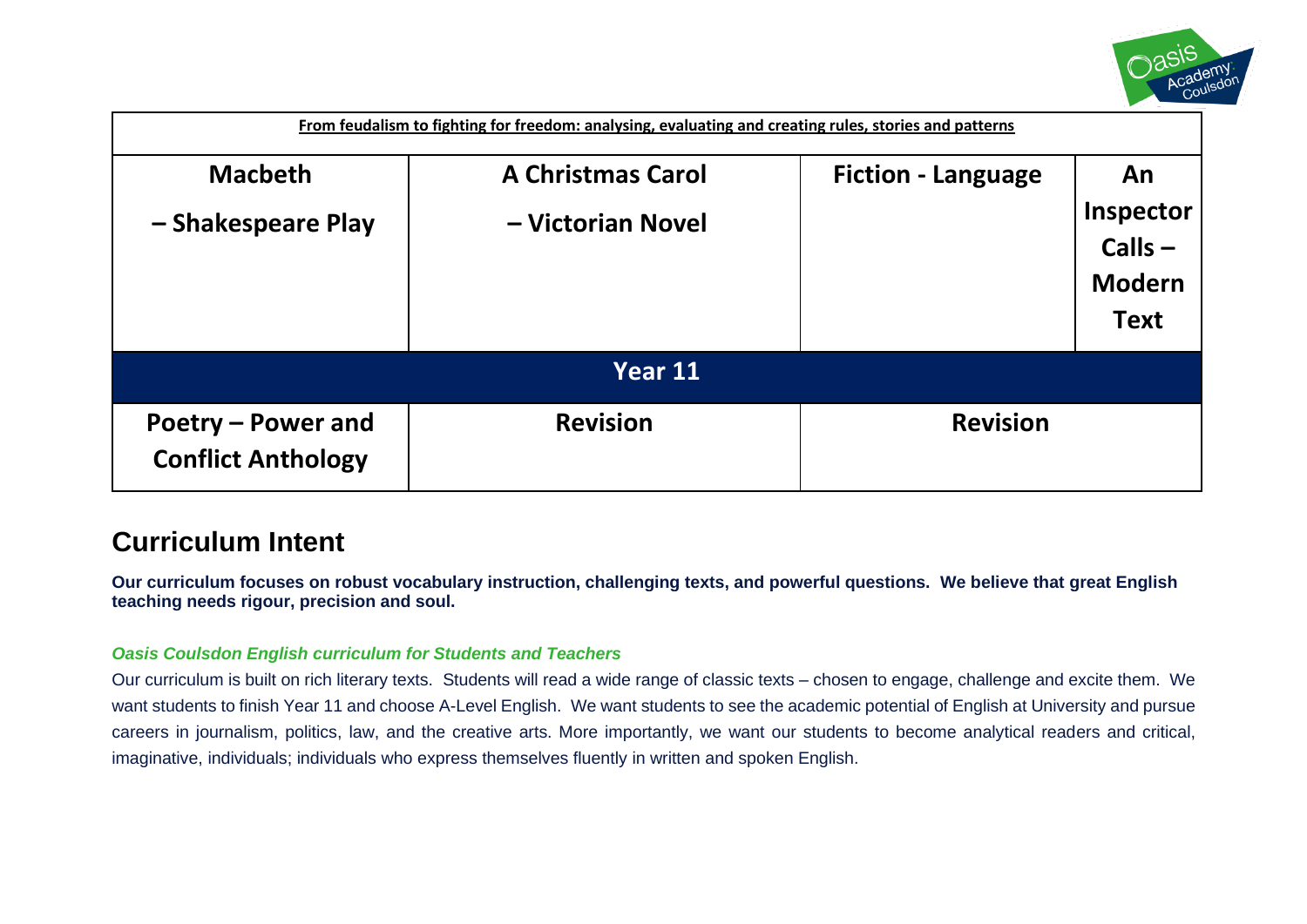| From feudalism to fighting for freedom: analysing, evaluating and creating rules, stories and patterns | | | |
|---|---|---|---|
| **Macbeth – Shakespeare Play** | **A Christmas Carol – Victorian Novel** | **Fiction - Language** | **An Inspector Calls – Modern Text** |
| **Year 11** | | | |
| **Poetry – Power and Conflict Anthology** | **Revision** | **Revision** | |

## Curriculum Intent

**Our curriculum focuses on robust vocabulary instruction, challenging texts, and powerful questions. We believe that great English teaching needs rigour, precision and soul.**

***Oasis Coulsdon English curriculum for Students and Teachers***

Our curriculum is built on rich literary texts. Students will read a wide range of classic texts – chosen to engage, challenge and excite them. We want students to finish Year 11 and choose A-Level English. We want students to see the academic potential of English at University and pursue careers in journalism, politics, law, and the creative arts. More importantly, we want our students to become analytical readers and critical, imaginative, individuals; individuals who express themselves fluently in written and spoken English.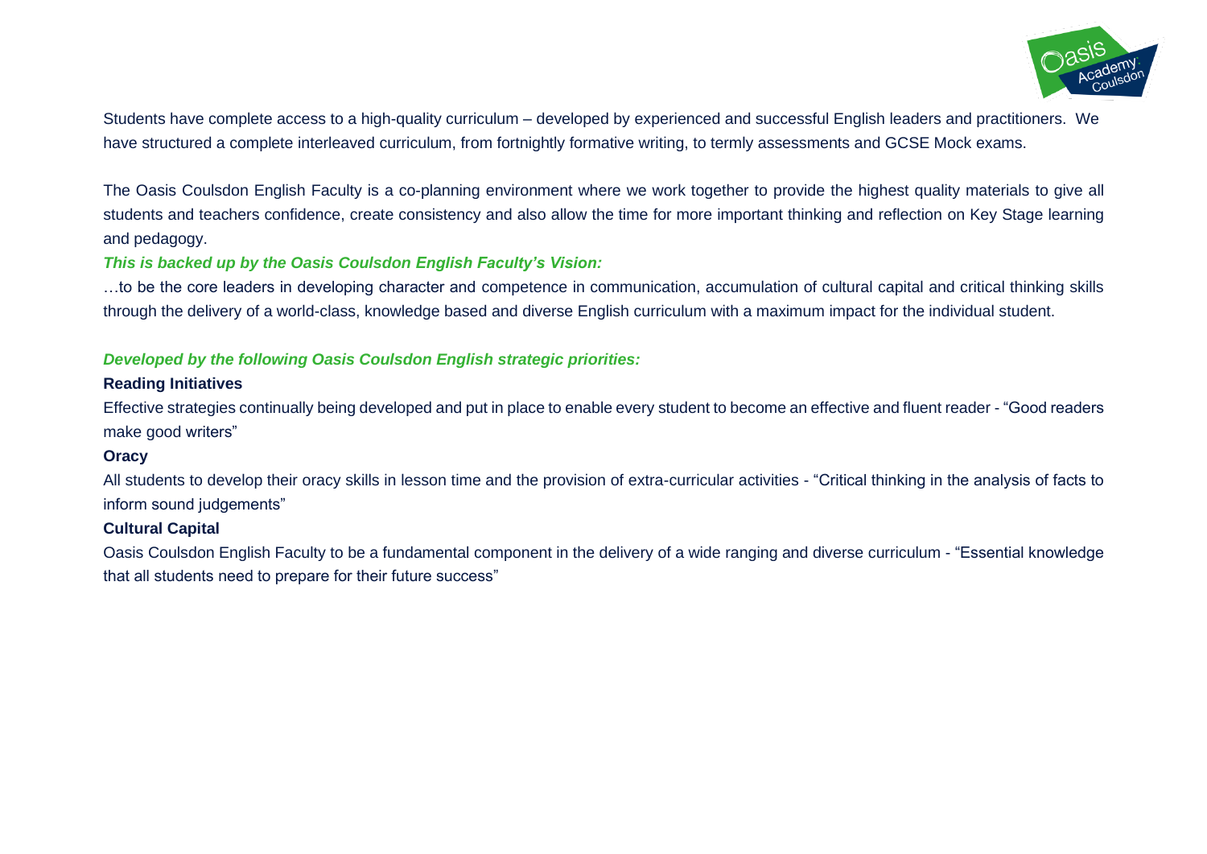Students have complete access to a high-quality curriculum – developed by experienced and successful English leaders and practitioners. We have structured a complete interleaved curriculum, from fortnightly formative writing, to termly assessments and GCSE Mock exams.

The Oasis Coulsdon English Faculty is a co-planning environment where we work together to provide the highest quality materials to give all students and teachers confidence, create consistency and also allow the time for more important thinking and reflection on Key Stage learning and pedagogy.

***This is backed up by the Oasis Coulsdon English Faculty's Vision:***

…to be the core leaders in developing character and competence in communication, accumulation of cultural capital and critical thinking skills through the delivery of a world-class, knowledge based and diverse English curriculum with a maximum impact for the individual student.

***Developed by the following Oasis Coulsdon English strategic priorities:***

**Reading Initiatives**

Effective strategies continually being developed and put in place to enable every student to become an effective and fluent reader - "Good readers make good writers"

**Oracy**

All students to develop their oracy skills in lesson time and the provision of extra-curricular activities - "Critical thinking in the analysis of facts to inform sound judgements"

**Cultural Capital**

Oasis Coulsdon English Faculty to be a fundamental component in the delivery of a wide ranging and diverse curriculum - "Essential knowledge that all students need to prepare for their future success"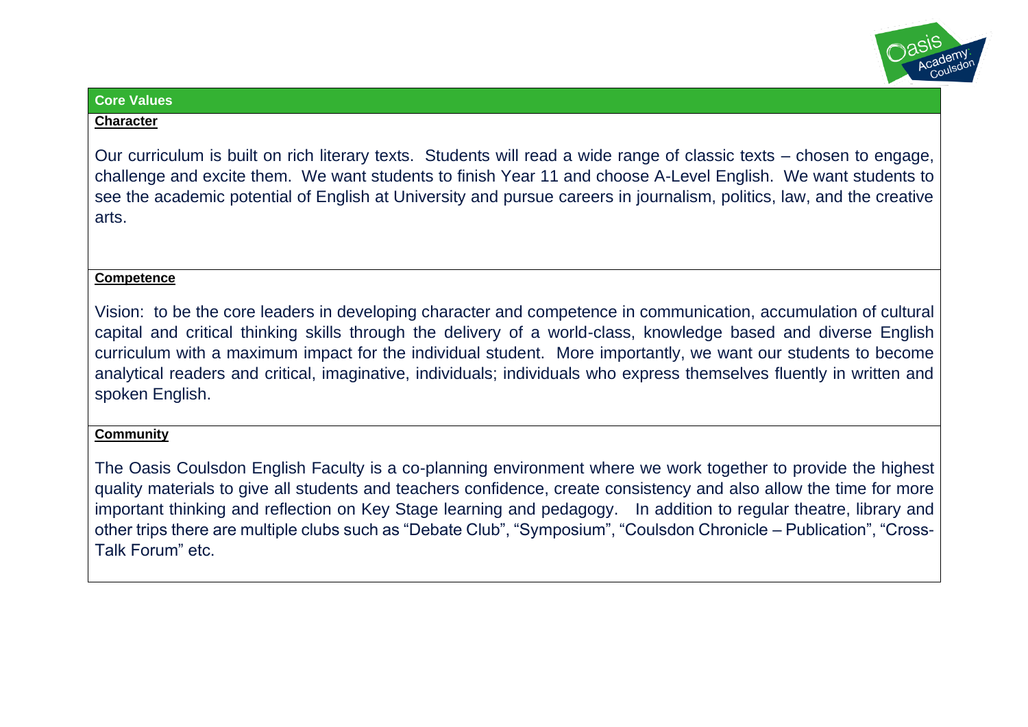## Core Values

### Character

Our curriculum is built on rich literary texts. Students will read a wide range of classic texts – chosen to engage, challenge and excite them. We want students to finish Year 11 and choose A-Level English. We want students to see the academic potential of English at University and pursue careers in journalism, politics, law, and the creative arts.

### Competence

Vision: to be the core leaders in developing character and competence in communication, accumulation of cultural capital and critical thinking skills through the delivery of a world-class, knowledge based and diverse English curriculum with a maximum impact for the individual student. More importantly, we want our students to become analytical readers and critical, imaginative, individuals; individuals who express themselves fluently in written and spoken English.

### Community

The Oasis Coulsdon English Faculty is a co-planning environment where we work together to provide the highest quality materials to give all students and teachers confidence, create consistency and also allow the time for more important thinking and reflection on Key Stage learning and pedagogy. In addition to regular theatre, library and other trips there are multiple clubs such as "Debate Club", "Symposium", "Coulsdon Chronicle – Publication", "Cross-Talk Forum" etc.